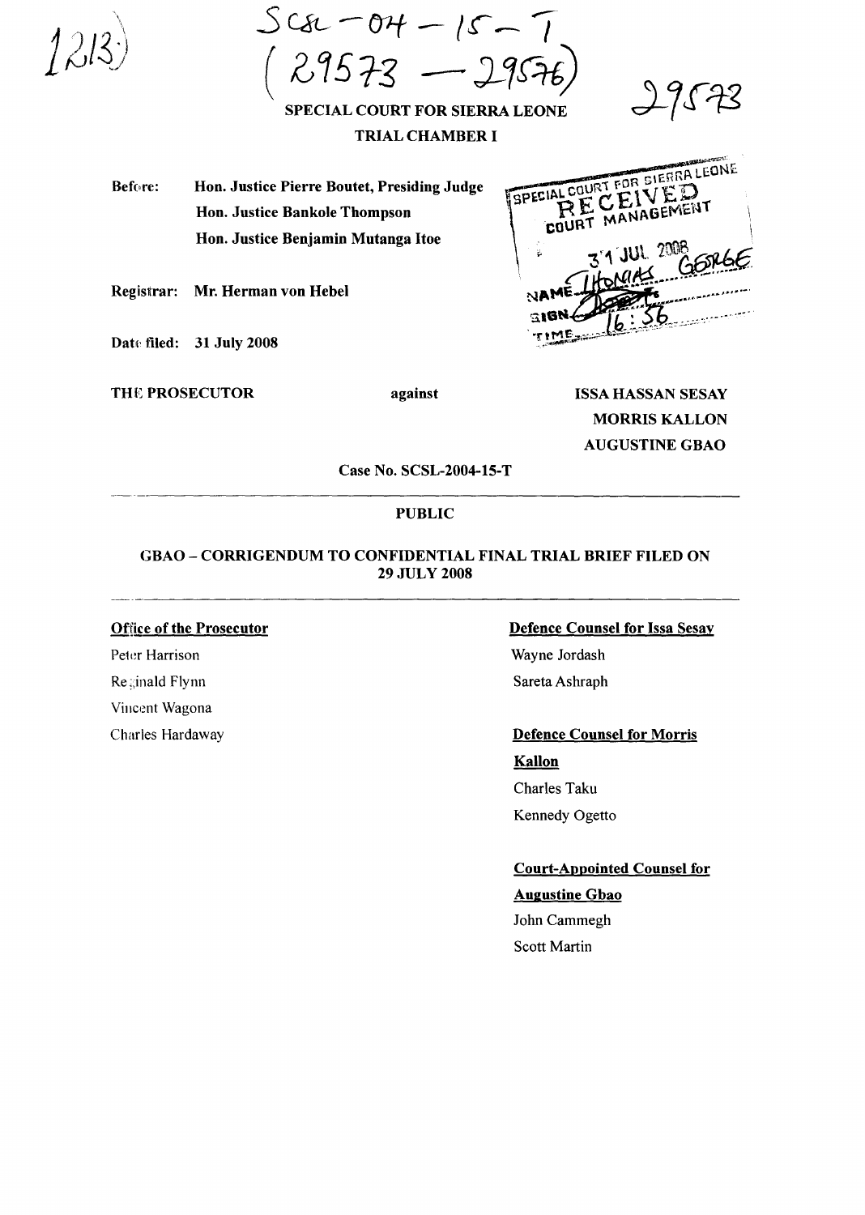SCSL-04-15-T
(29573 — 29576)

29573

1213

**SPECIAL COURT FOR SIERRA LEONE**

**TRIAL CHAMBER I**

SPECIAL COURT FOR SIERRA LEONE
RECEIVED
COURT MANAGEMENT
31 JUL 2008
NAME THOMAS GEORGE
SIGN
TIME 16:56

| | |
|---|---|
| **Before:** | **Hon. Justice Pierre Boutet, Presiding Judge** |
| | **Hon. Justice Bankole Thompson** |
| | **Hon. Justice Benjamin Mutanga Itoe** |
| **Registrar:** | **Mr. Herman von Hebel** |
| **Date filed:** | **31 July 2008** |

**THE PROSECUTOR** **against** **ISSA HASSAN SESAY**
**MORRIS KALLON**
**AUGUSTINE GBAO**

**Case No. SCSL-2004-15-T**

**PUBLIC**

**GBAO – CORRIGENDUM TO CONFIDENTIAL FINAL TRIAL BRIEF FILED ON 29 JULY 2008**

**Office of the Prosecutor**

Peter Harrison
Reginald Flynn
Vincent Wagona
Charles Hardaway

**Defence Counsel for Issa Sesay**

Wayne Jordash
Sareta Ashraph

**Defence Counsel for Morris Kallon**

Charles Taku
Kennedy Ogetto

**Court-Appointed Counsel for Augustine Gbao**

John Cammegh
Scott Martin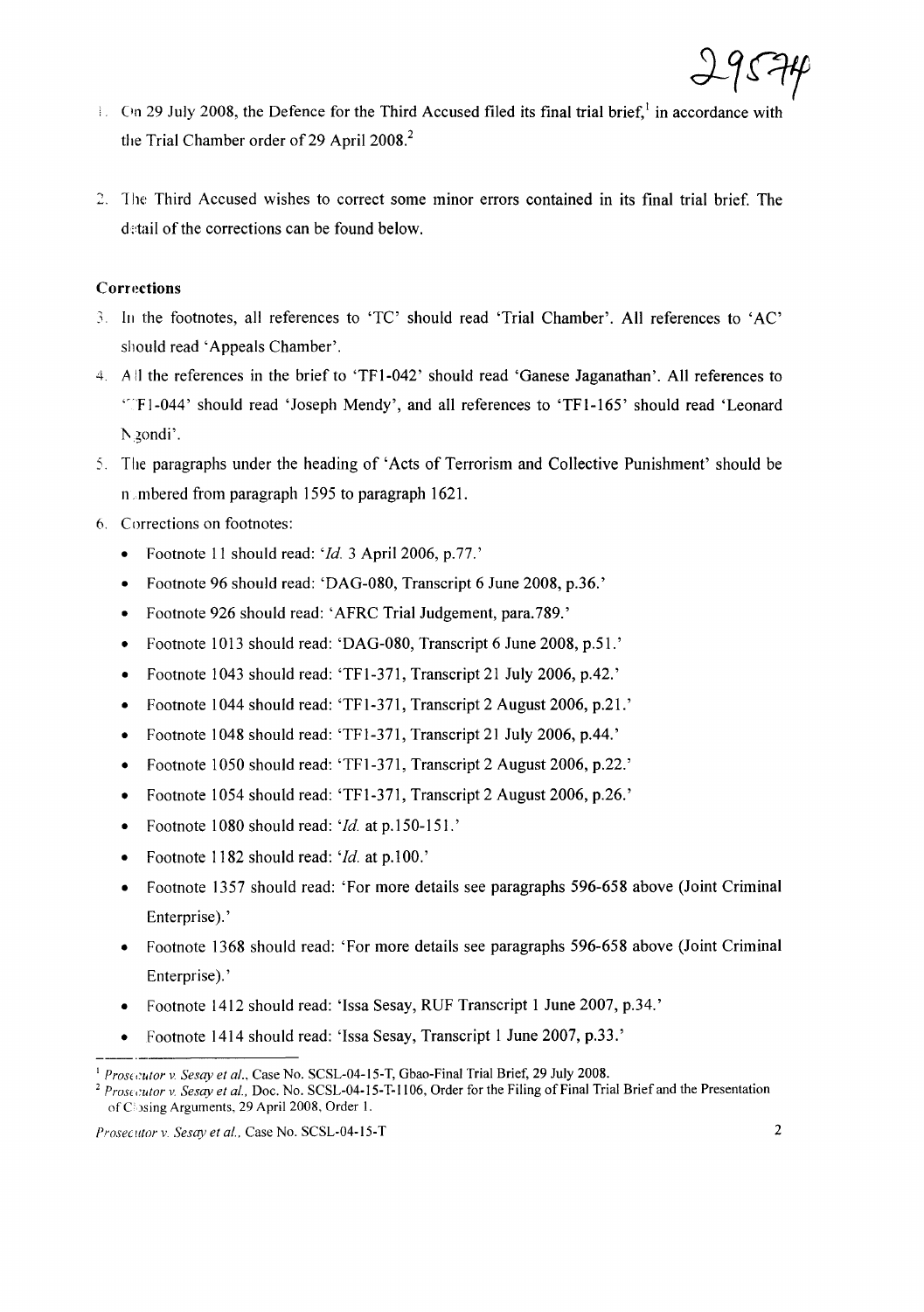1. On 29 July 2008, the Defence for the Third Accused filed its final trial brief,[1] in accordance with the Trial Chamber order of 29 April 2008.[2]

2. The Third Accused wishes to correct some minor errors contained in its final trial brief. The detail of the corrections can be found below.

**Corrections**

3. In the footnotes, all references to 'TC' should read 'Trial Chamber'. All references to 'AC' should read 'Appeals Chamber'.

4. All the references in the brief to 'TF1-042' should read 'Ganese Jaganathan'. All references to 'TF1-044' should read 'Joseph Mendy', and all references to 'TF1-165' should read 'Leonard Ngondi'.

5. The paragraphs under the heading of 'Acts of Terrorism and Collective Punishment' should be numbered from paragraph 1595 to paragraph 1621.

6. Corrections on footnotes:
   - Footnote 11 should read: '*Id.* 3 April 2006, p.77.'
   - Footnote 96 should read: 'DAG-080, Transcript 6 June 2008, p.36.'
   - Footnote 926 should read: 'AFRC Trial Judgement, para.789.'
   - Footnote 1013 should read: 'DAG-080, Transcript 6 June 2008, p.51.'
   - Footnote 1043 should read: 'TF1-371, Transcript 21 July 2006, p.42.'
   - Footnote 1044 should read: 'TF1-371, Transcript 2 August 2006, p.21.'
   - Footnote 1048 should read: 'TF1-371, Transcript 21 July 2006, p.44.'
   - Footnote 1050 should read: 'TF1-371, Transcript 2 August 2006, p.22.'
   - Footnote 1054 should read: 'TF1-371, Transcript 2 August 2006, p.26.'
   - Footnote 1080 should read: '*Id.* at p.150-151.'
   - Footnote 1182 should read: '*Id.* at p.100.'
   - Footnote 1357 should read: 'For more details see paragraphs 596-658 above (Joint Criminal Enterprise).'
   - Footnote 1368 should read: 'For more details see paragraphs 596-658 above (Joint Criminal Enterprise).'
   - Footnote 1412 should read: 'Issa Sesay, RUF Transcript 1 June 2007, p.34.'
   - Footnote 1414 should read: 'Issa Sesay, Transcript 1 June 2007, p.33.'

---

[1] *Prosecutor v. Sesay et al.*, Case No. SCSL-04-15-T, Gbao-Final Trial Brief, 29 July 2008.

[2] *Prosecutor v. Sesay et al.*, Doc. No. SCSL-04-15-T-1106, Order for the Filing of Final Trial Brief and the Presentation of Closing Arguments, 29 April 2008, Order 1.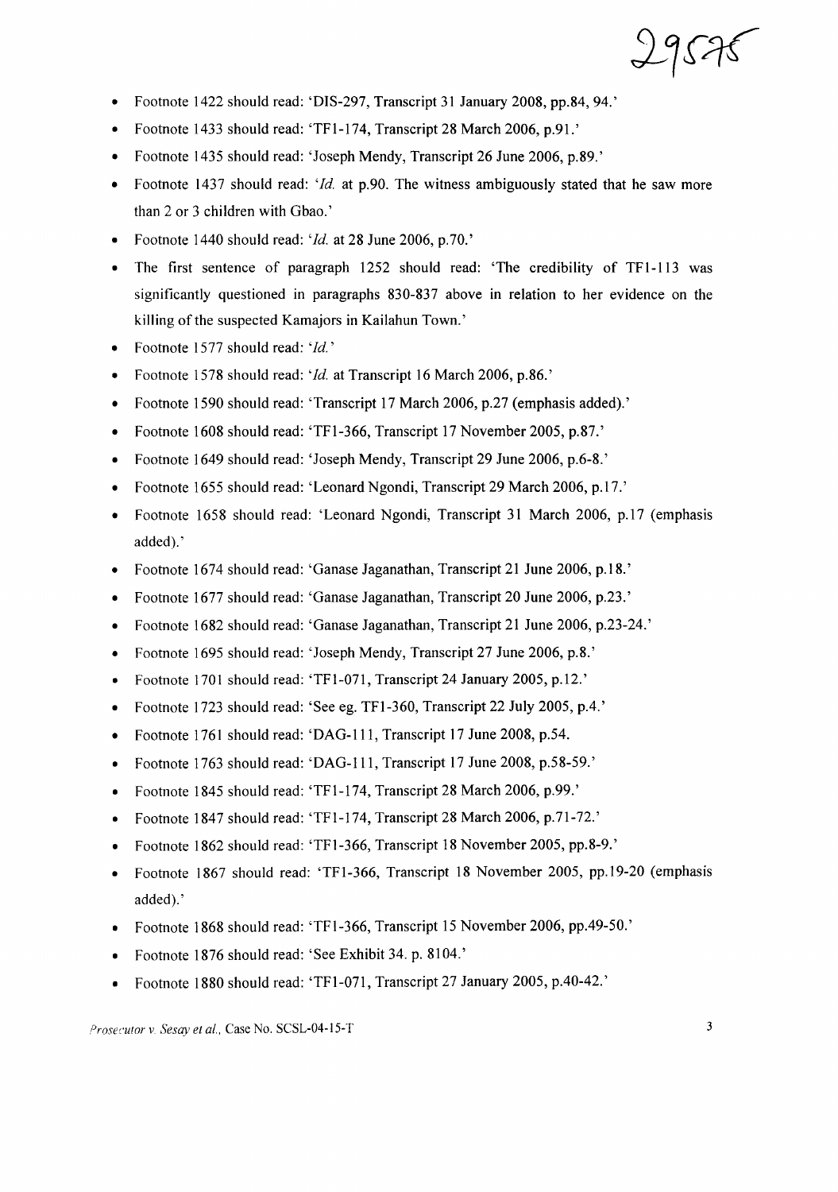- Footnote 1422 should read: 'DIS-297, Transcript 31 January 2008, pp.84, 94.'
- Footnote 1433 should read: 'TF1-174, Transcript 28 March 2006, p.91.'
- Footnote 1435 should read: 'Joseph Mendy, Transcript 26 June 2006, p.89.'
- Footnote 1437 should read: '*Id.* at p.90. The witness ambiguously stated that he saw more than 2 or 3 children with Gbao.'
- Footnote 1440 should read: '*Id.* at 28 June 2006, p.70.'
- The first sentence of paragraph 1252 should read: 'The credibility of TF1-113 was significantly questioned in paragraphs 830-837 above in relation to her evidence on the killing of the suspected Kamajors in Kailahun Town.'
- Footnote 1577 should read: '*Id.*'
- Footnote 1578 should read: '*Id.* at Transcript 16 March 2006, p.86.'
- Footnote 1590 should read: 'Transcript 17 March 2006, p.27 (emphasis added).'
- Footnote 1608 should read: 'TF1-366, Transcript 17 November 2005, p.87.'
- Footnote 1649 should read: 'Joseph Mendy, Transcript 29 June 2006, p.6-8.'
- Footnote 1655 should read: 'Leonard Ngondi, Transcript 29 March 2006, p.17.'
- Footnote 1658 should read: 'Leonard Ngondi, Transcript 31 March 2006, p.17 (emphasis added).'
- Footnote 1674 should read: 'Ganase Jaganathan, Transcript 21 June 2006, p.18.'
- Footnote 1677 should read: 'Ganase Jaganathan, Transcript 20 June 2006, p.23.'
- Footnote 1682 should read: 'Ganase Jaganathan, Transcript 21 June 2006, p.23-24.'
- Footnote 1695 should read: 'Joseph Mendy, Transcript 27 June 2006, p.8.'
- Footnote 1701 should read: 'TF1-071, Transcript 24 January 2005, p.12.'
- Footnote 1723 should read: 'See eg. TF1-360, Transcript 22 July 2005, p.4.'
- Footnote 1761 should read: 'DAG-111, Transcript 17 June 2008, p.54.
- Footnote 1763 should read: 'DAG-111, Transcript 17 June 2008, p.58-59.'
- Footnote 1845 should read: 'TF1-174, Transcript 28 March 2006, p.99.'
- Footnote 1847 should read: 'TF1-174, Transcript 28 March 2006, p.71-72.'
- Footnote 1862 should read: 'TF1-366, Transcript 18 November 2005, pp.8-9.'
- Footnote 1867 should read: 'TF1-366, Transcript 18 November 2005, pp.19-20 (emphasis added).'
- Footnote 1868 should read: 'TF1-366, Transcript 15 November 2006, pp.49-50.'
- Footnote 1876 should read: 'See Exhibit 34. p. 8104.'
- Footnote 1880 should read: 'TF1-071, Transcript 27 January 2005, p.40-42.'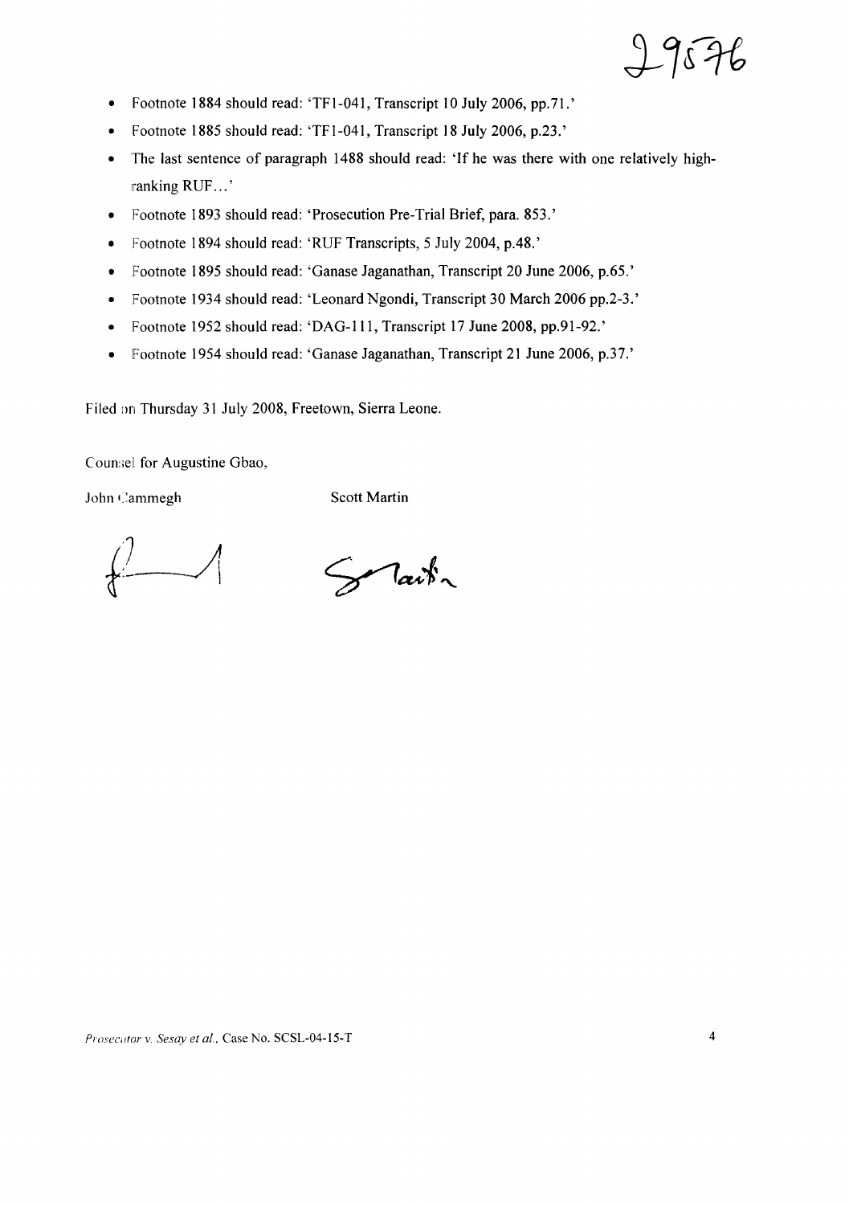- Footnote 1884 should read: 'TF1-041, Transcript 10 July 2006, pp.71.'
- Footnote 1885 should read: 'TF1-041, Transcript 18 July 2006, p.23.'
- The last sentence of paragraph 1488 should read: 'If he was there with one relatively high-ranking RUF…'
- Footnote 1893 should read: 'Prosecution Pre-Trial Brief, para. 853.'
- Footnote 1894 should read: 'RUF Transcripts, 5 July 2004, p.48.'
- Footnote 1895 should read: 'Ganase Jaganathan, Transcript 20 June 2006, p.65.'
- Footnote 1934 should read: 'Leonard Ngondi, Transcript 30 March 2006 pp.2-3.'
- Footnote 1952 should read: 'DAG-111, Transcript 17 June 2008, pp.91-92.'
- Footnote 1954 should read: 'Ganase Jaganathan, Transcript 21 June 2006, p.37.'

Filed on Thursday 31 July 2008, Freetown, Sierra Leone.

Counsel for Augustine Gbao,

John Cammegh Scott Martin